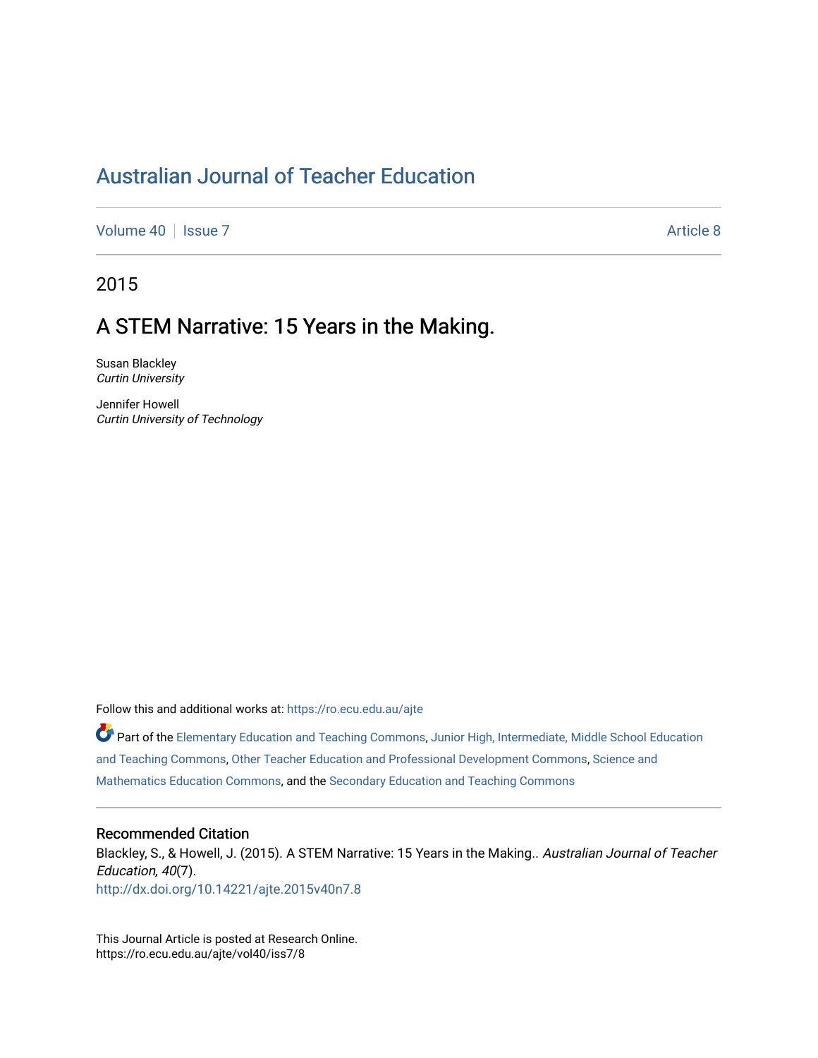# Australian Journal of Teacher Education

Volume 40 | Issue 7 Article 8

2015

## A STEM Narrative: 15 Years in the Making.

Susan Blackley
*Curtin University*

Jennifer Howell
*Curtin University of Technology*

Follow this and additional works at: https://ro.ecu.edu.au/ajte

Part of the Elementary Education and Teaching Commons, Junior High, Intermediate, Middle School Education and Teaching Commons, Other Teacher Education and Professional Development Commons, Science and Mathematics Education Commons, and the Secondary Education and Teaching Commons

### Recommended Citation

Blackley, S., & Howell, J. (2015). A STEM Narrative: 15 Years in the Making.. *Australian Journal of Teacher Education, 40*(7).
http://dx.doi.org/10.14221/ajte.2015v40n7.8

This Journal Article is posted at Research Online.
https://ro.ecu.edu.au/ajte/vol40/iss7/8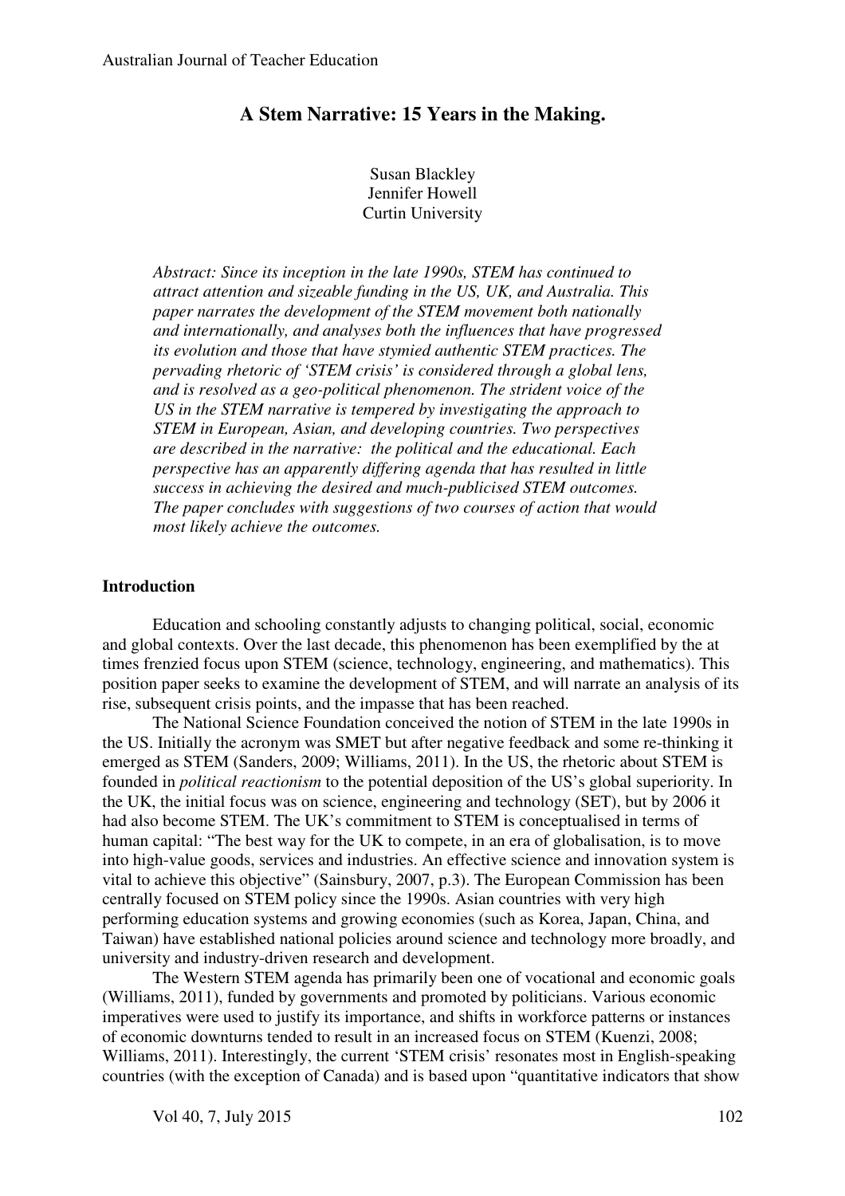# A Stem Narrative: 15 Years in the Making.

Susan Blackley
Jennifer Howell
Curtin University

*Abstract: Since its inception in the late 1990s, STEM has continued to attract attention and sizeable funding in the US, UK, and Australia. This paper narrates the development of the STEM movement both nationally and internationally, and analyses both the influences that have progressed its evolution and those that have stymied authentic STEM practices. The pervading rhetoric of 'STEM crisis' is considered through a global lens, and is resolved as a geo-political phenomenon. The strident voice of the US in the STEM narrative is tempered by investigating the approach to STEM in European, Asian, and developing countries. Two perspectives are described in the narrative: the political and the educational. Each perspective has an apparently differing agenda that has resulted in little success in achieving the desired and much-publicised STEM outcomes. The paper concludes with suggestions of two courses of action that would most likely achieve the outcomes.*

## Introduction

Education and schooling constantly adjusts to changing political, social, economic and global contexts. Over the last decade, this phenomenon has been exemplified by the at times frenzied focus upon STEM (science, technology, engineering, and mathematics). This position paper seeks to examine the development of STEM, and will narrate an analysis of its rise, subsequent crisis points, and the impasse that has been reached.

The National Science Foundation conceived the notion of STEM in the late 1990s in the US. Initially the acronym was SMET but after negative feedback and some re-thinking it emerged as STEM (Sanders, 2009; Williams, 2011). In the US, the rhetoric about STEM is founded in *political reactionism* to the potential deposition of the US's global superiority. In the UK, the initial focus was on science, engineering and technology (SET), but by 2006 it had also become STEM. The UK's commitment to STEM is conceptualised in terms of human capital: "The best way for the UK to compete, in an era of globalisation, is to move into high-value goods, services and industries. An effective science and innovation system is vital to achieve this objective" (Sainsbury, 2007, p.3). The European Commission has been centrally focused on STEM policy since the 1990s. Asian countries with very high performing education systems and growing economies (such as Korea, Japan, China, and Taiwan) have established national policies around science and technology more broadly, and university and industry-driven research and development.

The Western STEM agenda has primarily been one of vocational and economic goals (Williams, 2011), funded by governments and promoted by politicians. Various economic imperatives were used to justify its importance, and shifts in workforce patterns or instances of economic downturns tended to result in an increased focus on STEM (Kuenzi, 2008; Williams, 2011). Interestingly, the current 'STEM crisis' resonates most in English-speaking countries (with the exception of Canada) and is based upon "quantitative indicators that show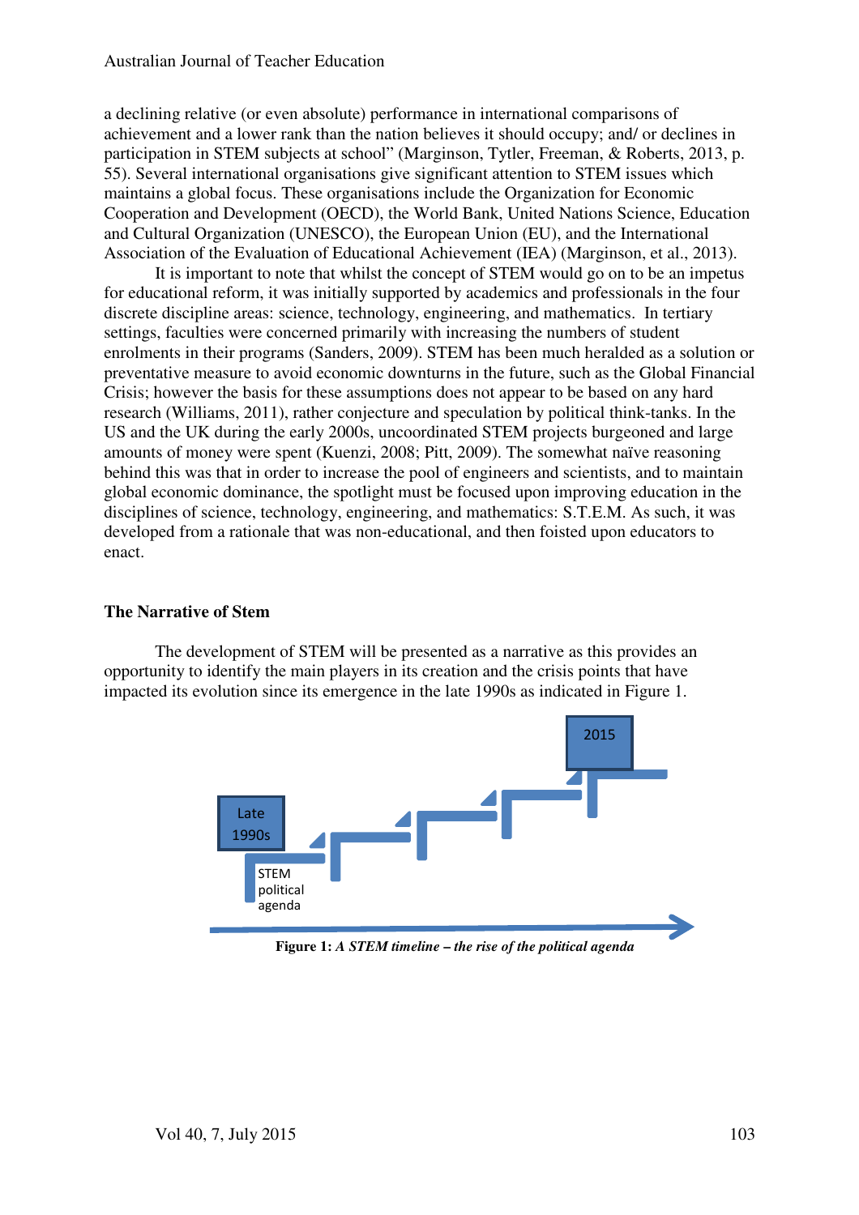a declining relative (or even absolute) performance in international comparisons of achievement and a lower rank than the nation believes it should occupy; and/ or declines in participation in STEM subjects at school" (Marginson, Tytler, Freeman, & Roberts, 2013, p. 55). Several international organisations give significant attention to STEM issues which maintains a global focus. These organisations include the Organization for Economic Cooperation and Development (OECD), the World Bank, United Nations Science, Education and Cultural Organization (UNESCO), the European Union (EU), and the International Association of the Evaluation of Educational Achievement (IEA) (Marginson, et al., 2013).

It is important to note that whilst the concept of STEM would go on to be an impetus for educational reform, it was initially supported by academics and professionals in the four discrete discipline areas: science, technology, engineering, and mathematics. In tertiary settings, faculties were concerned primarily with increasing the numbers of student enrolments in their programs (Sanders, 2009). STEM has been much heralded as a solution or preventative measure to avoid economic downturns in the future, such as the Global Financial Crisis; however the basis for these assumptions does not appear to be based on any hard research (Williams, 2011), rather conjecture and speculation by political think-tanks. In the US and the UK during the early 2000s, uncoordinated STEM projects burgeoned and large amounts of money were spent (Kuenzi, 2008; Pitt, 2009). The somewhat naïve reasoning behind this was that in order to increase the pool of engineers and scientists, and to maintain global economic dominance, the spotlight must be focused upon improving education in the disciplines of science, technology, engineering, and mathematics: S.T.E.M. As such, it was developed from a rationale that was non-educational, and then foisted upon educators to enact.

## The Narrative of Stem

The development of STEM will be presented as a narrative as this provides an opportunity to identify the main players in its creation and the crisis points that have impacted its evolution since its emergence in the late 1990s as indicated in Figure 1.

Late 1990s

STEM political agenda

2015

**Figure 1:** ***A STEM timeline – the rise of the political agenda***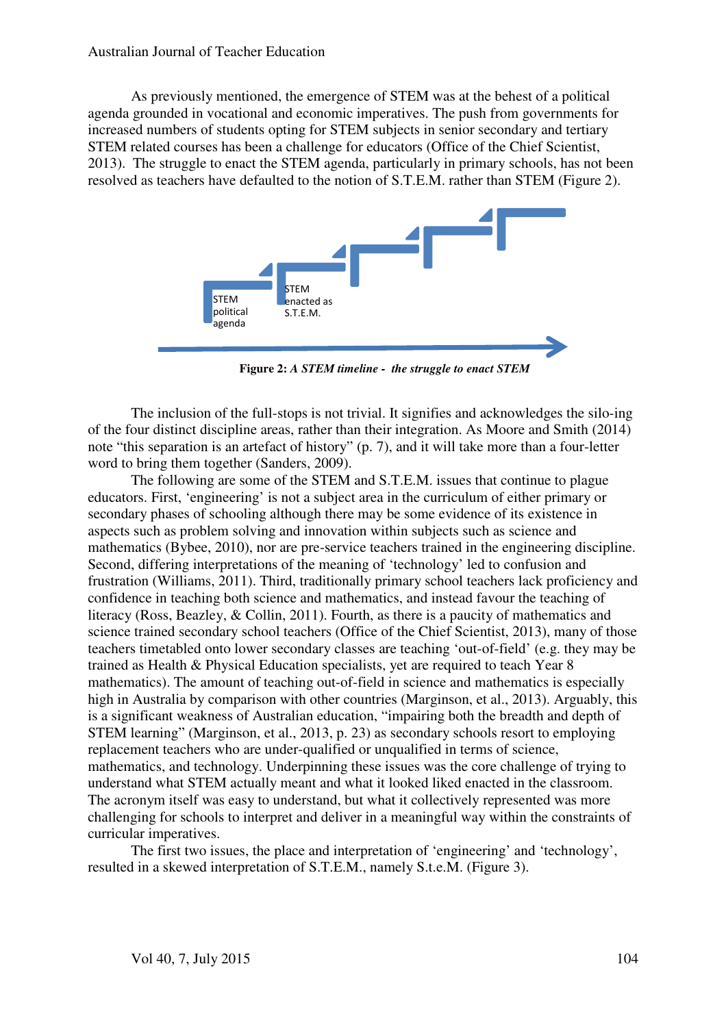As previously mentioned, the emergence of STEM was at the behest of a political agenda grounded in vocational and economic imperatives. The push from governments for increased numbers of students opting for STEM subjects in senior secondary and tertiary STEM related courses has been a challenge for educators (Office of the Chief Scientist, 2013). The struggle to enact the STEM agenda, particularly in primary schools, has not been resolved as teachers have defaulted to the notion of S.T.E.M. rather than STEM (Figure 2).

STEM political agenda

STEM enacted as S.T.E.M.

**Figure 2:** ***A STEM timeline - the struggle to enact STEM***

The inclusion of the full-stops is not trivial. It signifies and acknowledges the silo-ing of the four distinct discipline areas, rather than their integration. As Moore and Smith (2014) note "this separation is an artefact of history" (p. 7), and it will take more than a four-letter word to bring them together (Sanders, 2009).

The following are some of the STEM and S.T.E.M. issues that continue to plague educators. First, 'engineering' is not a subject area in the curriculum of either primary or secondary phases of schooling although there may be some evidence of its existence in aspects such as problem solving and innovation within subjects such as science and mathematics (Bybee, 2010), nor are pre-service teachers trained in the engineering discipline. Second, differing interpretations of the meaning of 'technology' led to confusion and frustration (Williams, 2011). Third, traditionally primary school teachers lack proficiency and confidence in teaching both science and mathematics, and instead favour the teaching of literacy (Ross, Beazley, & Collin, 2011). Fourth, as there is a paucity of mathematics and science trained secondary school teachers (Office of the Chief Scientist, 2013), many of those teachers timetabled onto lower secondary classes are teaching 'out-of-field' (e.g. they may be trained as Health & Physical Education specialists, yet are required to teach Year 8 mathematics). The amount of teaching out-of-field in science and mathematics is especially high in Australia by comparison with other countries (Marginson, et al., 2013). Arguably, this is a significant weakness of Australian education, "impairing both the breadth and depth of STEM learning" (Marginson, et al., 2013, p. 23) as secondary schools resort to employing replacement teachers who are under-qualified or unqualified in terms of science, mathematics, and technology. Underpinning these issues was the core challenge of trying to understand what STEM actually meant and what it looked liked enacted in the classroom. The acronym itself was easy to understand, but what it collectively represented was more challenging for schools to interpret and deliver in a meaningful way within the constraints of curricular imperatives.

The first two issues, the place and interpretation of 'engineering' and 'technology', resulted in a skewed interpretation of S.T.E.M., namely S.t.e.M. (Figure 3).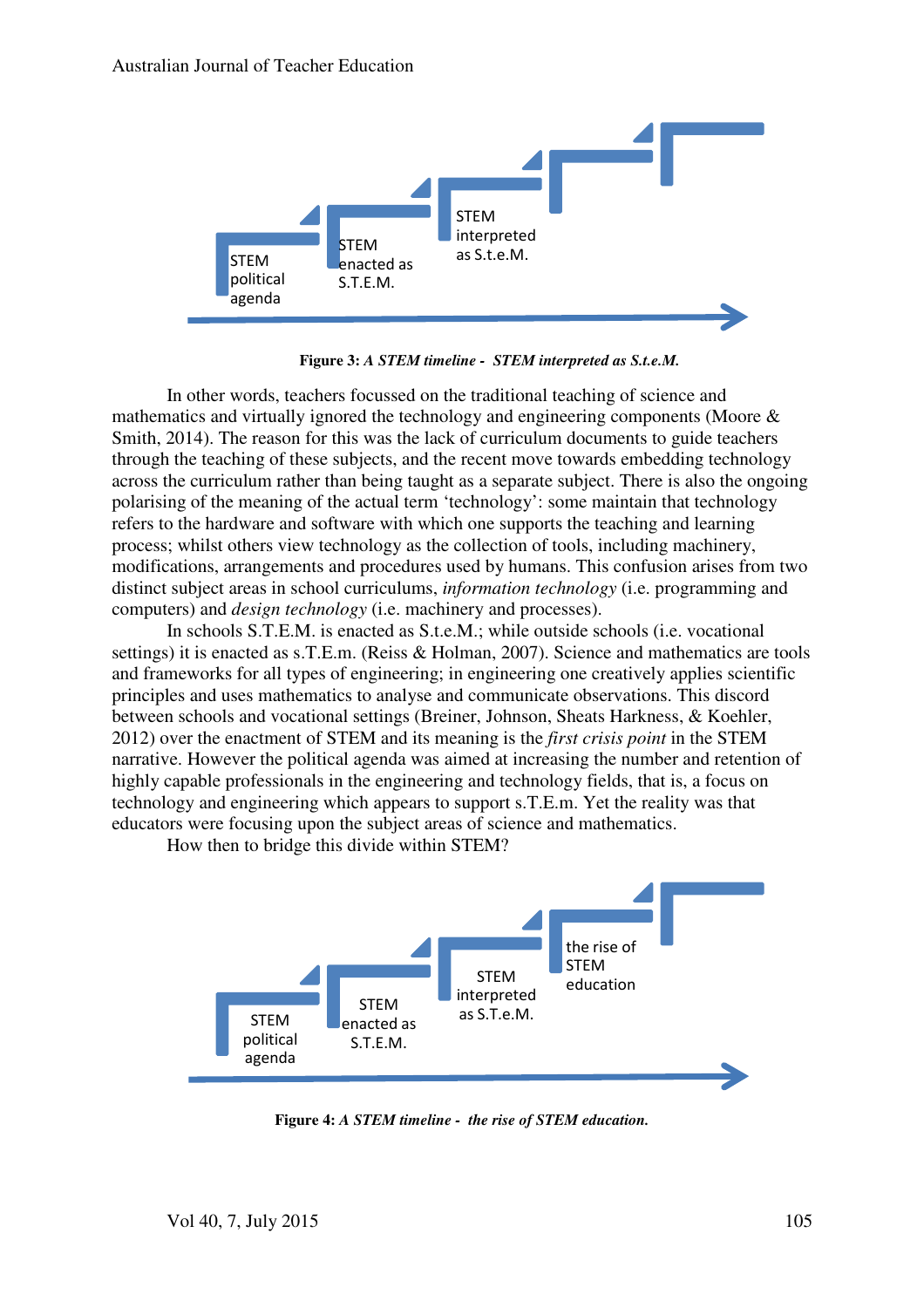STEM political agenda

STEM enacted as S.T.E.M.

STEM interpreted as S.t.e.M.

**Figure 3:** ***A STEM timeline - STEM interpreted as S.t.e.M.***

In other words, teachers focussed on the traditional teaching of science and mathematics and virtually ignored the technology and engineering components (Moore & Smith, 2014). The reason for this was the lack of curriculum documents to guide teachers through the teaching of these subjects, and the recent move towards embedding technology across the curriculum rather than being taught as a separate subject. There is also the ongoing polarising of the meaning of the actual term 'technology': some maintain that technology refers to the hardware and software with which one supports the teaching and learning process; whilst others view technology as the collection of tools, including machinery, modifications, arrangements and procedures used by humans. This confusion arises from two distinct subject areas in school curriculums, *information technology* (i.e. programming and computers) and *design technology* (i.e. machinery and processes).

In schools S.T.E.M. is enacted as S.t.e.M.; while outside schools (i.e. vocational settings) it is enacted as s.T.E.m. (Reiss & Holman, 2007). Science and mathematics are tools and frameworks for all types of engineering; in engineering one creatively applies scientific principles and uses mathematics to analyse and communicate observations. This discord between schools and vocational settings (Breiner, Johnson, Sheats Harkness, & Koehler, 2012) over the enactment of STEM and its meaning is the *first crisis point* in the STEM narrative. However the political agenda was aimed at increasing the number and retention of highly capable professionals in the engineering and technology fields, that is, a focus on technology and engineering which appears to support s.T.E.m. Yet the reality was that educators were focusing upon the subject areas of science and mathematics.

How then to bridge this divide within STEM?

STEM political agenda

STEM enacted as S.T.E.M.

STEM interpreted as S.t.e.M.

the rise of STEM education

**Figure 4:** ***A STEM timeline - the rise of STEM education.***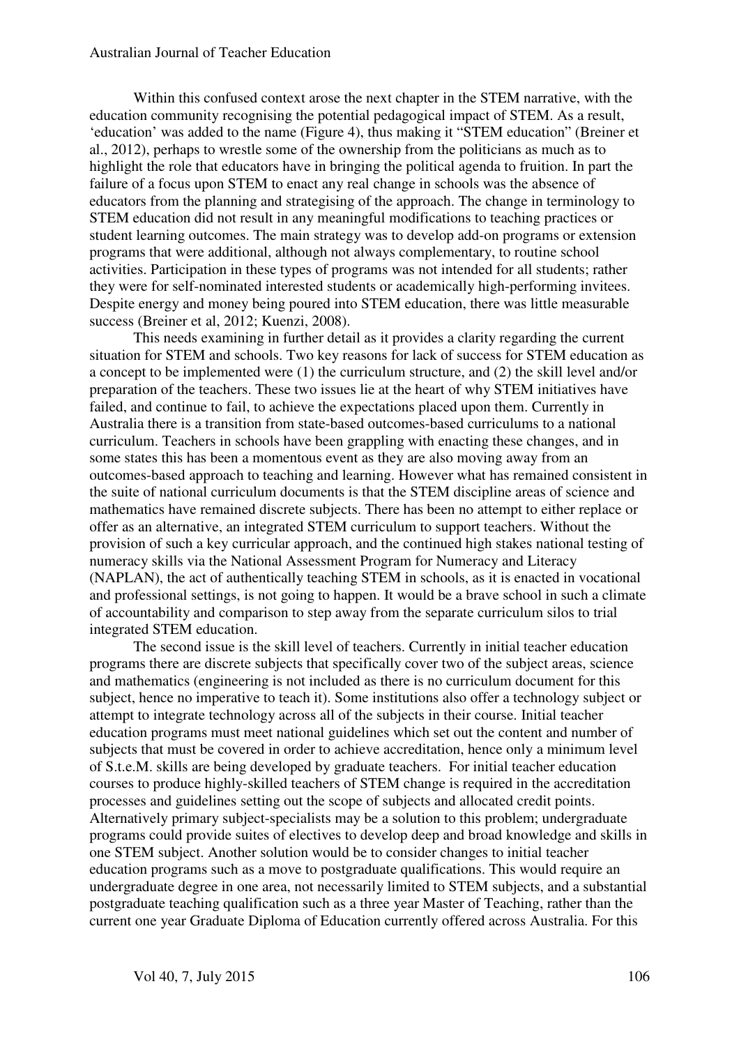Within this confused context arose the next chapter in the STEM narrative, with the education community recognising the potential pedagogical impact of STEM. As a result, 'education' was added to the name (Figure 4), thus making it "STEM education" (Breiner et al., 2012), perhaps to wrestle some of the ownership from the politicians as much as to highlight the role that educators have in bringing the political agenda to fruition. In part the failure of a focus upon STEM to enact any real change in schools was the absence of educators from the planning and strategising of the approach. The change in terminology to STEM education did not result in any meaningful modifications to teaching practices or student learning outcomes. The main strategy was to develop add-on programs or extension programs that were additional, although not always complementary, to routine school activities. Participation in these types of programs was not intended for all students; rather they were for self-nominated interested students or academically high-performing invitees. Despite energy and money being poured into STEM education, there was little measurable success (Breiner et al, 2012; Kuenzi, 2008).

This needs examining in further detail as it provides a clarity regarding the current situation for STEM and schools. Two key reasons for lack of success for STEM education as a concept to be implemented were (1) the curriculum structure, and (2) the skill level and/or preparation of the teachers. These two issues lie at the heart of why STEM initiatives have failed, and continue to fail, to achieve the expectations placed upon them. Currently in Australia there is a transition from state-based outcomes-based curriculums to a national curriculum. Teachers in schools have been grappling with enacting these changes, and in some states this has been a momentous event as they are also moving away from an outcomes-based approach to teaching and learning. However what has remained consistent in the suite of national curriculum documents is that the STEM discipline areas of science and mathematics have remained discrete subjects. There has been no attempt to either replace or offer as an alternative, an integrated STEM curriculum to support teachers. Without the provision of such a key curricular approach, and the continued high stakes national testing of numeracy skills via the National Assessment Program for Numeracy and Literacy (NAPLAN), the act of authentically teaching STEM in schools, as it is enacted in vocational and professional settings, is not going to happen. It would be a brave school in such a climate of accountability and comparison to step away from the separate curriculum silos to trial integrated STEM education.

The second issue is the skill level of teachers. Currently in initial teacher education programs there are discrete subjects that specifically cover two of the subject areas, science and mathematics (engineering is not included as there is no curriculum document for this subject, hence no imperative to teach it). Some institutions also offer a technology subject or attempt to integrate technology across all of the subjects in their course. Initial teacher education programs must meet national guidelines which set out the content and number of subjects that must be covered in order to achieve accreditation, hence only a minimum level of S.t.e.M. skills are being developed by graduate teachers. For initial teacher education courses to produce highly-skilled teachers of STEM change is required in the accreditation processes and guidelines setting out the scope of subjects and allocated credit points. Alternatively primary subject-specialists may be a solution to this problem; undergraduate programs could provide suites of electives to develop deep and broad knowledge and skills in one STEM subject. Another solution would be to consider changes to initial teacher education programs such as a move to postgraduate qualifications. This would require an undergraduate degree in one area, not necessarily limited to STEM subjects, and a substantial postgraduate teaching qualification such as a three year Master of Teaching, rather than the current one year Graduate Diploma of Education currently offered across Australia. For this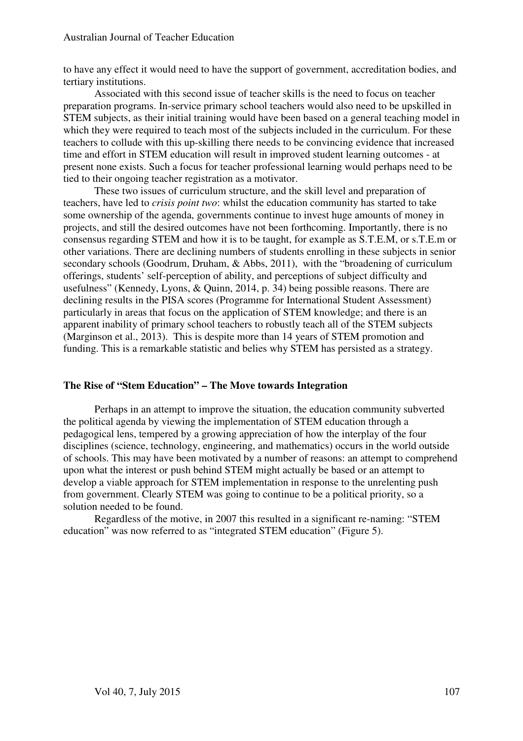to have any effect it would need to have the support of government, accreditation bodies, and tertiary institutions.

Associated with this second issue of teacher skills is the need to focus on teacher preparation programs. In-service primary school teachers would also need to be upskilled in STEM subjects, as their initial training would have been based on a general teaching model in which they were required to teach most of the subjects included in the curriculum. For these teachers to collude with this up-skilling there needs to be convincing evidence that increased time and effort in STEM education will result in improved student learning outcomes - at present none exists. Such a focus for teacher professional learning would perhaps need to be tied to their ongoing teacher registration as a motivator.

These two issues of curriculum structure, and the skill level and preparation of teachers, have led to *crisis point two*: whilst the education community has started to take some ownership of the agenda, governments continue to invest huge amounts of money in projects, and still the desired outcomes have not been forthcoming. Importantly, there is no consensus regarding STEM and how it is to be taught, for example as S.T.E.M, or s.T.E.m or other variations. There are declining numbers of students enrolling in these subjects in senior secondary schools (Goodrum, Druham, & Abbs, 2011), with the "broadening of curriculum offerings, students' self-perception of ability, and perceptions of subject difficulty and usefulness" (Kennedy, Lyons, & Quinn, 2014, p. 34) being possible reasons. There are declining results in the PISA scores (Programme for International Student Assessment) particularly in areas that focus on the application of STEM knowledge; and there is an apparent inability of primary school teachers to robustly teach all of the STEM subjects (Marginson et al., 2013). This is despite more than 14 years of STEM promotion and funding. This is a remarkable statistic and belies why STEM has persisted as a strategy.

## The Rise of "Stem Education" – The Move towards Integration

Perhaps in an attempt to improve the situation, the education community subverted the political agenda by viewing the implementation of STEM education through a pedagogical lens, tempered by a growing appreciation of how the interplay of the four disciplines (science, technology, engineering, and mathematics) occurs in the world outside of schools. This may have been motivated by a number of reasons: an attempt to comprehend upon what the interest or push behind STEM might actually be based or an attempt to develop a viable approach for STEM implementation in response to the unrelenting push from government. Clearly STEM was going to continue to be a political priority, so a solution needed to be found.

Regardless of the motive, in 2007 this resulted in a significant re-naming: "STEM education" was now referred to as "integrated STEM education" (Figure 5).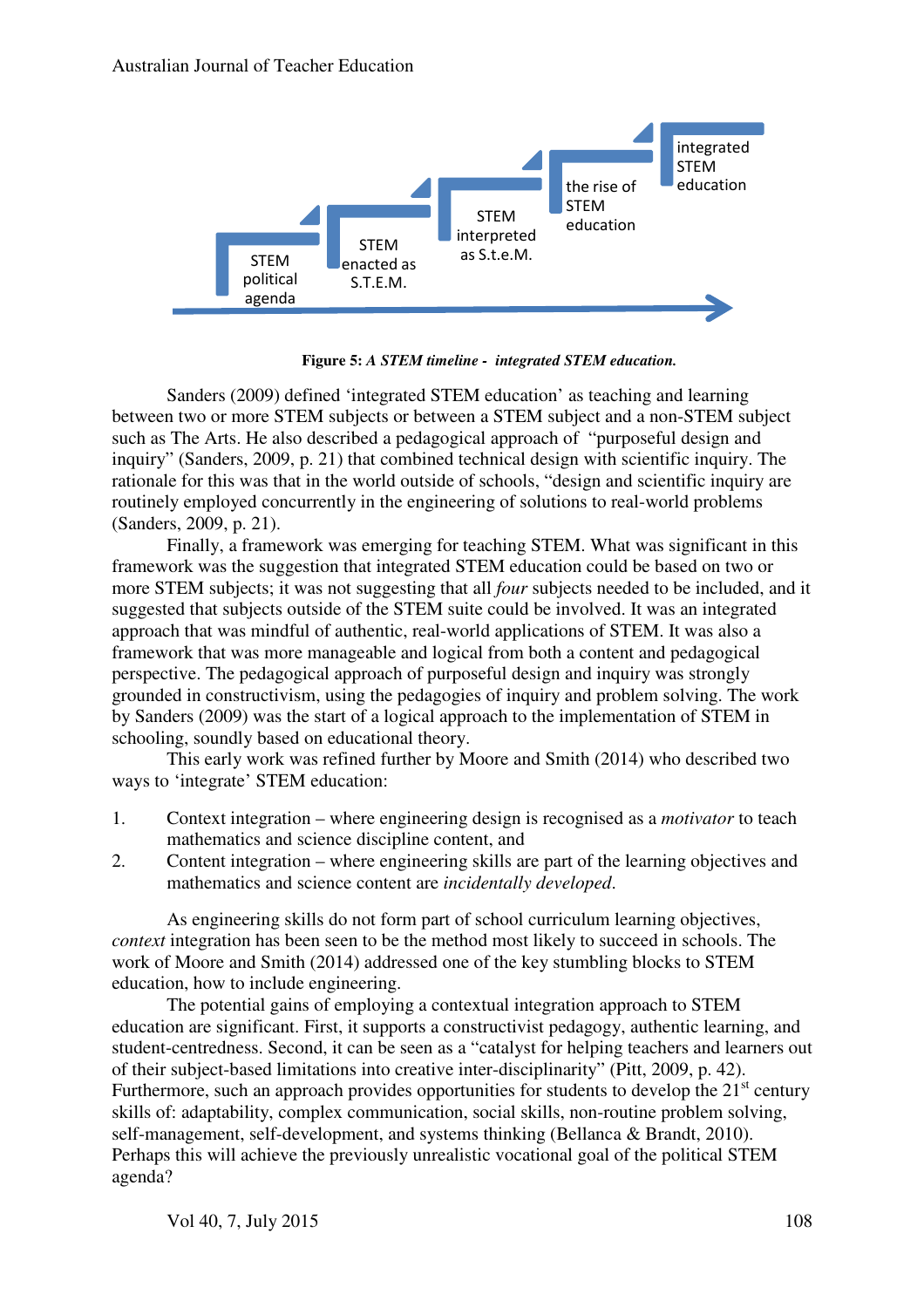STEM political agenda → STEM enacted as S.T.E.M. → STEM interpreted as S.t.e.M. → the rise of STEM education → integrated STEM education

**Figure 5:** ***A STEM timeline - integrated STEM education.***

Sanders (2009) defined 'integrated STEM education' as teaching and learning between two or more STEM subjects or between a STEM subject and a non-STEM subject such as The Arts. He also described a pedagogical approach of "purposeful design and inquiry" (Sanders, 2009, p. 21) that combined technical design with scientific inquiry. The rationale for this was that in the world outside of schools, "design and scientific inquiry are routinely employed concurrently in the engineering of solutions to real-world problems (Sanders, 2009, p. 21).

Finally, a framework was emerging for teaching STEM. What was significant in this framework was the suggestion that integrated STEM education could be based on two or more STEM subjects; it was not suggesting that all *four* subjects needed to be included, and it suggested that subjects outside of the STEM suite could be involved. It was an integrated approach that was mindful of authentic, real-world applications of STEM. It was also a framework that was more manageable and logical from both a content and pedagogical perspective. The pedagogical approach of purposeful design and inquiry was strongly grounded in constructivism, using the pedagogies of inquiry and problem solving. The work by Sanders (2009) was the start of a logical approach to the implementation of STEM in schooling, soundly based on educational theory.

This early work was refined further by Moore and Smith (2014) who described two ways to 'integrate' STEM education:

1. Context integration – where engineering design is recognised as a *motivator* to teach mathematics and science discipline content, and
2. Content integration – where engineering skills are part of the learning objectives and mathematics and science content are *incidentally developed*.

As engineering skills do not form part of school curriculum learning objectives, *context* integration has been seen to be the method most likely to succeed in schools. The work of Moore and Smith (2014) addressed one of the key stumbling blocks to STEM education, how to include engineering.

The potential gains of employing a contextual integration approach to STEM education are significant. First, it supports a constructivist pedagogy, authentic learning, and student-centredness. Second, it can be seen as a "catalyst for helping teachers and learners out of their subject-based limitations into creative inter-disciplinarity" (Pitt, 2009, p. 42). Furthermore, such an approach provides opportunities for students to develop the 21st century skills of: adaptability, complex communication, social skills, non-routine problem solving, self-management, self-development, and systems thinking (Bellanca & Brandt, 2010). Perhaps this will achieve the previously unrealistic vocational goal of the political STEM agenda?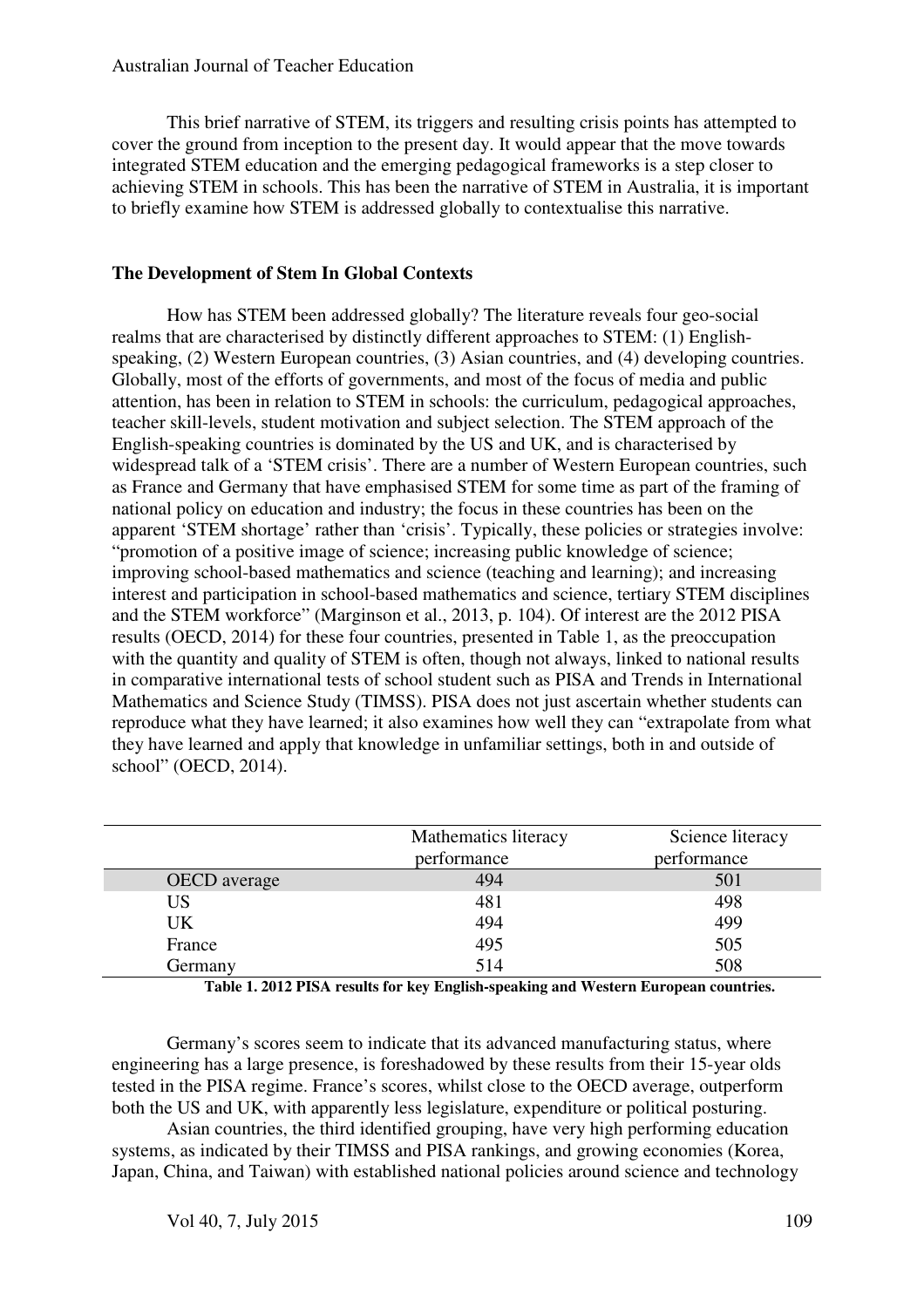This brief narrative of STEM, its triggers and resulting crisis points has attempted to cover the ground from inception to the present day. It would appear that the move towards integrated STEM education and the emerging pedagogical frameworks is a step closer to achieving STEM in schools. This has been the narrative of STEM in Australia, it is important to briefly examine how STEM is addressed globally to contextualise this narrative.

## The Development of Stem In Global Contexts

How has STEM been addressed globally? The literature reveals four geo-social realms that are characterised by distinctly different approaches to STEM: (1) English-speaking, (2) Western European countries, (3) Asian countries, and (4) developing countries. Globally, most of the efforts of governments, and most of the focus of media and public attention, has been in relation to STEM in schools: the curriculum, pedagogical approaches, teacher skill-levels, student motivation and subject selection. The STEM approach of the English-speaking countries is dominated by the US and UK, and is characterised by widespread talk of a 'STEM crisis'. There are a number of Western European countries, such as France and Germany that have emphasised STEM for some time as part of the framing of national policy on education and industry; the focus in these countries has been on the apparent 'STEM shortage' rather than 'crisis'. Typically, these policies or strategies involve: "promotion of a positive image of science; increasing public knowledge of science; improving school-based mathematics and science (teaching and learning); and increasing interest and participation in school-based mathematics and science, tertiary STEM disciplines and the STEM workforce" (Marginson et al., 2013, p. 104). Of interest are the 2012 PISA results (OECD, 2014) for these four countries, presented in Table 1, as the preoccupation with the quantity and quality of STEM is often, though not always, linked to national results in comparative international tests of school student such as PISA and Trends in International Mathematics and Science Study (TIMSS). PISA does not just ascertain whether students can reproduce what they have learned; it also examines how well they can "extrapolate from what they have learned and apply that knowledge in unfamiliar settings, both in and outside of school" (OECD, 2014).

| | Mathematics literacy performance | Science literacy performance |
|---|---|---|
| OECD average | 494 | 501 |
| US | 481 | 498 |
| UK | 494 | 499 |
| France | 495 | 505 |
| Germany | 514 | 508 |

**Table 1. 2012 PISA results for key English-speaking and Western European countries.**

Germany's scores seem to indicate that its advanced manufacturing status, where engineering has a large presence, is foreshadowed by these results from their 15-year olds tested in the PISA regime. France's scores, whilst close to the OECD average, outperform both the US and UK, with apparently less legislature, expenditure or political posturing.

Asian countries, the third identified grouping, have very high performing education systems, as indicated by their TIMSS and PISA rankings, and growing economies (Korea, Japan, China, and Taiwan) with established national policies around science and technology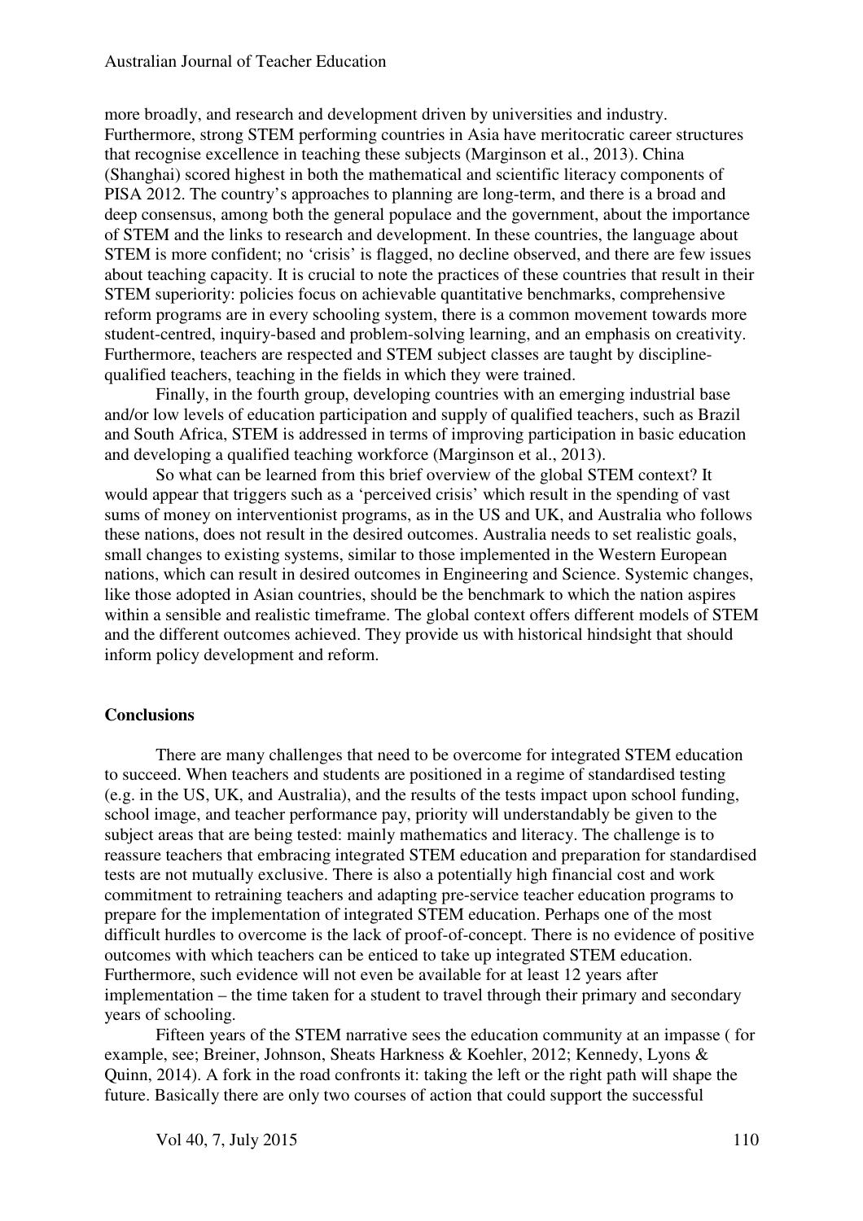more broadly, and research and development driven by universities and industry. Furthermore, strong STEM performing countries in Asia have meritocratic career structures that recognise excellence in teaching these subjects (Marginson et al., 2013). China (Shanghai) scored highest in both the mathematical and scientific literacy components of PISA 2012. The country's approaches to planning are long-term, and there is a broad and deep consensus, among both the general populace and the government, about the importance of STEM and the links to research and development. In these countries, the language about STEM is more confident; no 'crisis' is flagged, no decline observed, and there are few issues about teaching capacity. It is crucial to note the practices of these countries that result in their STEM superiority: policies focus on achievable quantitative benchmarks, comprehensive reform programs are in every schooling system, there is a common movement towards more student-centred, inquiry-based and problem-solving learning, and an emphasis on creativity. Furthermore, teachers are respected and STEM subject classes are taught by discipline-qualified teachers, teaching in the fields in which they were trained.

Finally, in the fourth group, developing countries with an emerging industrial base and/or low levels of education participation and supply of qualified teachers, such as Brazil and South Africa, STEM is addressed in terms of improving participation in basic education and developing a qualified teaching workforce (Marginson et al., 2013).

So what can be learned from this brief overview of the global STEM context? It would appear that triggers such as a 'perceived crisis' which result in the spending of vast sums of money on interventionist programs, as in the US and UK, and Australia who follows these nations, does not result in the desired outcomes. Australia needs to set realistic goals, small changes to existing systems, similar to those implemented in the Western European nations, which can result in desired outcomes in Engineering and Science. Systemic changes, like those adopted in Asian countries, should be the benchmark to which the nation aspires within a sensible and realistic timeframe. The global context offers different models of STEM and the different outcomes achieved. They provide us with historical hindsight that should inform policy development and reform.

## Conclusions

There are many challenges that need to be overcome for integrated STEM education to succeed. When teachers and students are positioned in a regime of standardised testing (e.g. in the US, UK, and Australia), and the results of the tests impact upon school funding, school image, and teacher performance pay, priority will understandably be given to the subject areas that are being tested: mainly mathematics and literacy. The challenge is to reassure teachers that embracing integrated STEM education and preparation for standardised tests are not mutually exclusive. There is also a potentially high financial cost and work commitment to retraining teachers and adapting pre-service teacher education programs to prepare for the implementation of integrated STEM education. Perhaps one of the most difficult hurdles to overcome is the lack of proof-of-concept. There is no evidence of positive outcomes with which teachers can be enticed to take up integrated STEM education. Furthermore, such evidence will not even be available for at least 12 years after implementation – the time taken for a student to travel through their primary and secondary years of schooling.

Fifteen years of the STEM narrative sees the education community at an impasse ( for example, see; Breiner, Johnson, Sheats Harkness & Koehler, 2012; Kennedy, Lyons & Quinn, 2014). A fork in the road confronts it: taking the left or the right path will shape the future. Basically there are only two courses of action that could support the successful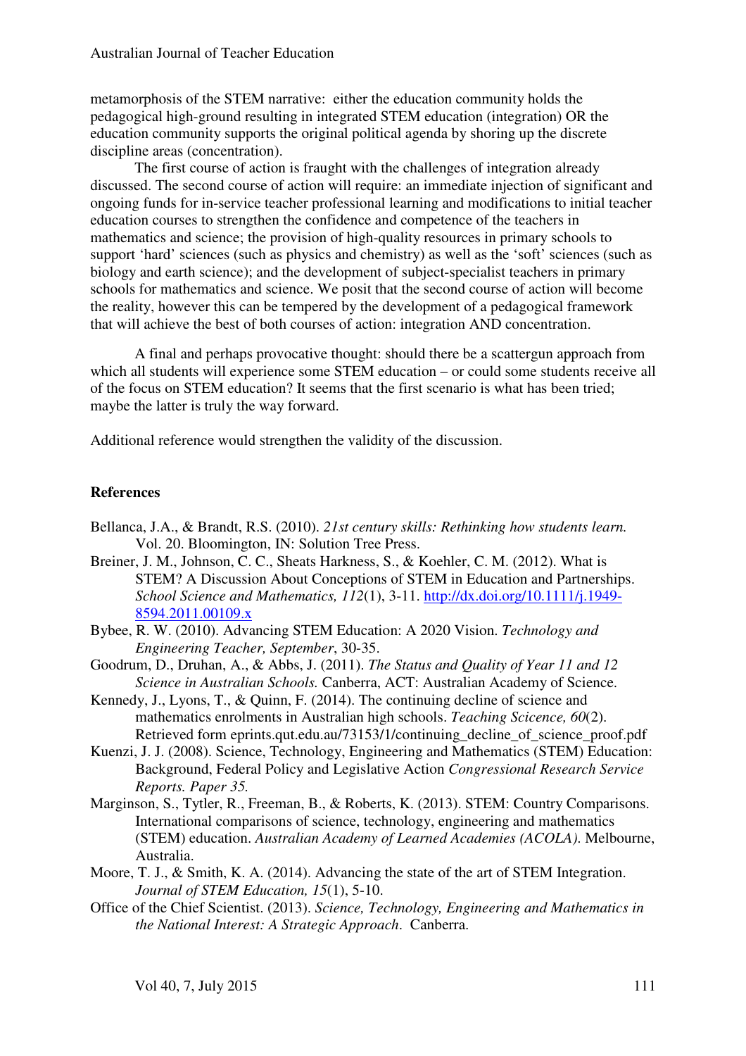metamorphosis of the STEM narrative: either the education community holds the pedagogical high-ground resulting in integrated STEM education (integration) OR the education community supports the original political agenda by shoring up the discrete discipline areas (concentration).

The first course of action is fraught with the challenges of integration already discussed. The second course of action will require: an immediate injection of significant and ongoing funds for in-service teacher professional learning and modifications to initial teacher education courses to strengthen the confidence and competence of the teachers in mathematics and science; the provision of high-quality resources in primary schools to support 'hard' sciences (such as physics and chemistry) as well as the 'soft' sciences (such as biology and earth science); and the development of subject-specialist teachers in primary schools for mathematics and science. We posit that the second course of action will become the reality, however this can be tempered by the development of a pedagogical framework that will achieve the best of both courses of action: integration AND concentration.

A final and perhaps provocative thought: should there be a scattergun approach from which all students will experience some STEM education – or could some students receive all of the focus on STEM education? It seems that the first scenario is what has been tried; maybe the latter is truly the way forward.

Additional reference would strengthen the validity of the discussion.

## References

Bellanca, J.A., & Brandt, R.S. (2010). *21st century skills: Rethinking how students learn.* Vol. 20. Bloomington, IN: Solution Tree Press.

Breiner, J. M., Johnson, C. C., Sheats Harkness, S., & Koehler, C. M. (2012). What is STEM? A Discussion About Conceptions of STEM in Education and Partnerships. *School Science and Mathematics, 112*(1), 3-11. http://dx.doi.org/10.1111/j.1949-8594.2011.00109.x

Bybee, R. W. (2010). Advancing STEM Education: A 2020 Vision. *Technology and Engineering Teacher, September*, 30-35.

Goodrum, D., Druhan, A., & Abbs, J. (2011). *The Status and Quality of Year 11 and 12 Science in Australian Schools.* Canberra, ACT: Australian Academy of Science.

Kennedy, J., Lyons, T., & Quinn, F. (2014). The continuing decline of science and mathematics enrolments in Australian high schools. *Teaching Scicence, 60*(2). Retrieved form eprints.qut.edu.au/73153/1/continuing_decline_of_science_proof.pdf

Kuenzi, J. J. (2008). Science, Technology, Engineering and Mathematics (STEM) Education: Background, Federal Policy and Legislative Action *Congressional Research Service Reports. Paper 35.*

Marginson, S., Tytler, R., Freeman, B., & Roberts, K. (2013). STEM: Country Comparisons. International comparisons of science, technology, engineering and mathematics (STEM) education. *Australian Academy of Learned Academies (ACOLA)*. Melbourne, Australia.

Moore, T. J., & Smith, K. A. (2014). Advancing the state of the art of STEM Integration. *Journal of STEM Education, 15*(1), 5-10.

Office of the Chief Scientist. (2013). *Science, Technology, Engineering and Mathematics in the National Interest: A Strategic Approach*. Canberra.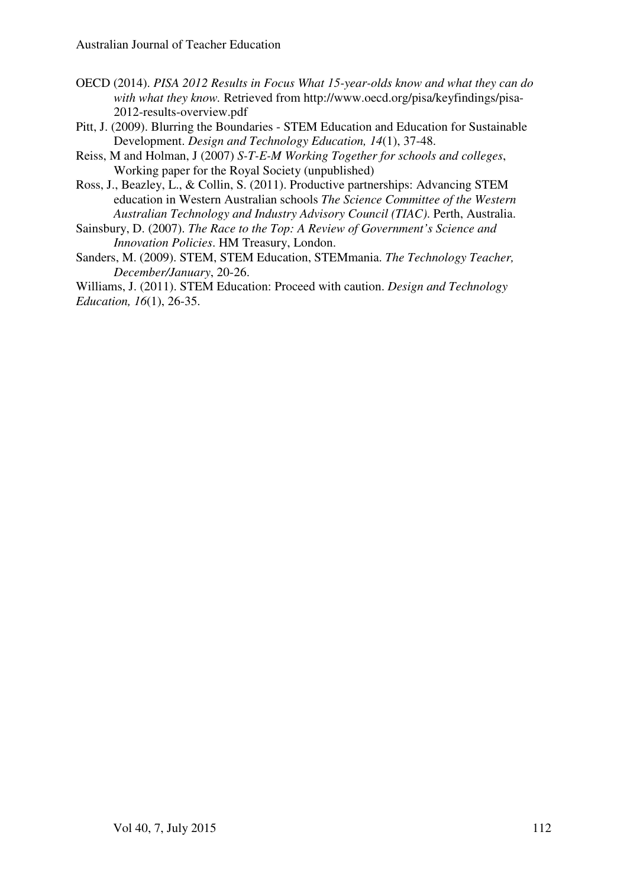OECD (2014). *PISA 2012 Results in Focus What 15-year-olds know and what they can do with what they know.* Retrieved from http://www.oecd.org/pisa/keyfindings/pisa-2012-results-overview.pdf

Pitt, J. (2009). Blurring the Boundaries - STEM Education and Education for Sustainable Development. *Design and Technology Education, 14*(1), 37-48.

Reiss, M and Holman, J (2007) *S-T-E-M Working Together for schools and colleges*, Working paper for the Royal Society (unpublished)

Ross, J., Beazley, L., & Collin, S. (2011). Productive partnerships: Advancing STEM education in Western Australian schools *The Science Committee of the Western Australian Technology and Industry Advisory Council (TIAC)*. Perth, Australia.

Sainsbury, D. (2007). *The Race to the Top: A Review of Government's Science and Innovation Policies*. HM Treasury, London.

Sanders, M. (2009). STEM, STEM Education, STEMmania. *The Technology Teacher, December/January*, 20-26.

Williams, J. (2011). STEM Education: Proceed with caution. *Design and Technology Education, 16*(1), 26-35.